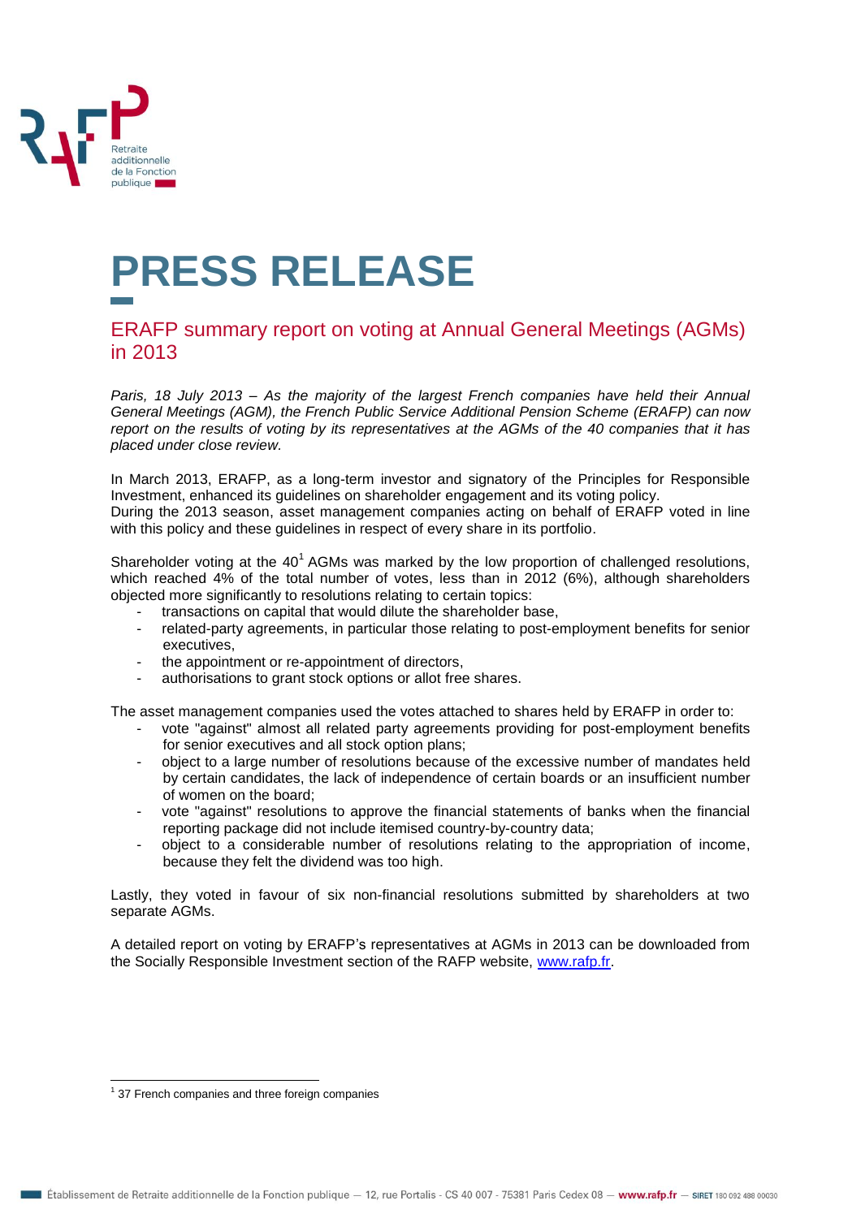# PRESS RELEASE

## ERAFP summary report on voting at Annual General Meetings (AGMs) in 2013

*Paris, 18 July 2013 – As the majority of the largest French companies have held their Annual General Meetings (AGM), the French Public Service Additional Pension Scheme (ERAFP) can now report on the results of voting by its representatives at the AGMs of the 40 companies that it has placed under close review.*

In March 2013, ERAFP, as a long-term investor and signatory of the Principles for Responsible Investment, enhanced its guidelines on shareholder engagement and its voting policy.
During the 2013 season, asset management companies acting on behalf of ERAFP voted in line with this policy and these guidelines in respect of every share in its portfolio.

Shareholder voting at the 40[1] AGMs was marked by the low proportion of challenged resolutions, which reached 4% of the total number of votes, less than in 2012 (6%), although shareholders objected more significantly to resolutions relating to certain topics:

- transactions on capital that would dilute the shareholder base,
- related-party agreements, in particular those relating to post-employment benefits for senior executives,
- the appointment or re-appointment of directors,
- authorisations to grant stock options or allot free shares.

The asset management companies used the votes attached to shares held by ERAFP in order to:

- vote "against" almost all related party agreements providing for post-employment benefits for senior executives and all stock option plans;
- object to a large number of resolutions because of the excessive number of mandates held by certain candidates, the lack of independence of certain boards or an insufficient number of women on the board;
- vote "against" resolutions to approve the financial statements of banks when the financial reporting package did not include itemised country-by-country data;
- object to a considerable number of resolutions relating to the appropriation of income, because they felt the dividend was too high.

Lastly, they voted in favour of six non-financial resolutions submitted by shareholders at two separate AGMs.

A detailed report on voting by ERAFP's representatives at AGMs in 2013 can be downloaded from the Socially Responsible Investment section of the RAFP website, [www.rafp.fr](http://www.rafp.fr).

---

[1] 37 French companies and three foreign companies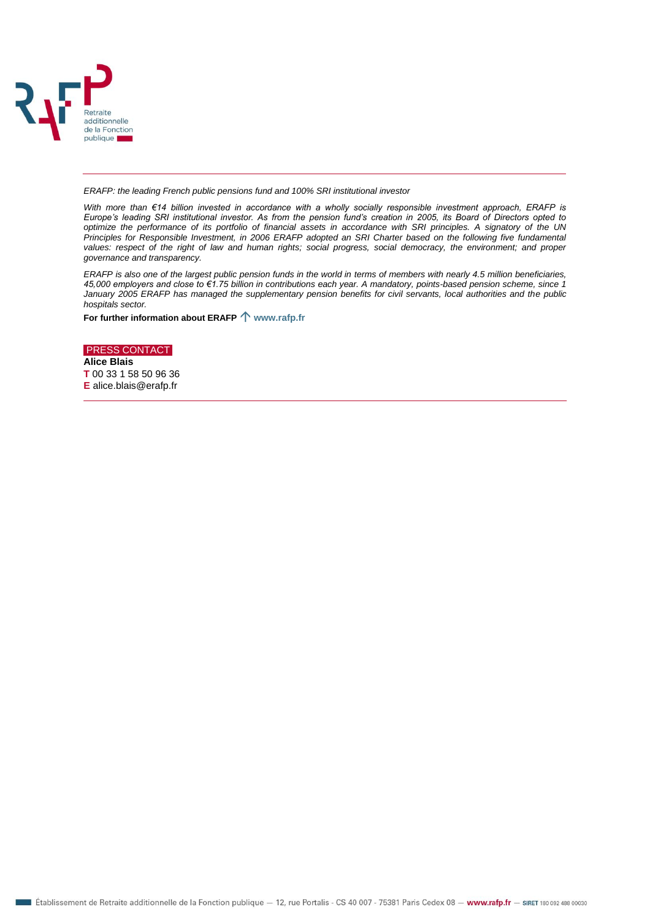*ERAFP: the leading French public pensions fund and 100% SRI institutional investor*

*With more than €14 billion invested in accordance with a wholly socially responsible investment approach, ERAFP is Europe's leading SRI institutional investor. As from the pension fund's creation in 2005, its Board of Directors opted to optimize the performance of its portfolio of financial assets in accordance with SRI principles. A signatory of the UN Principles for Responsible Investment, in 2006 ERAFP adopted an SRI Charter based on the following five fundamental values: respect of the right of law and human rights; social progress, social democracy, the environment; and proper governance and transparency.*

*ERAFP is also one of the largest public pension funds in the world in terms of members with nearly 4.5 million beneficiaries, 45,000 employers and close to €1.75 billion in contributions each year. A mandatory, points-based pension scheme, since 1 January 2005 ERAFP has managed the supplementary pension benefits for civil servants, local authorities and the public hospitals sector.*

**For further information about ERAFP ↑ www.rafp.fr**

PRESS CONTACT

**Alice Blais**

**T** 00 33 1 58 50 96 36

**E** alice.blais@erafp.fr

Établissement de Retraite additionnelle de la Fonction publique — 12, rue Portalis - CS 40 007 - 75381 Paris Cedex 08 — **www.rafp.fr** — SIRET 180 092 488 00030